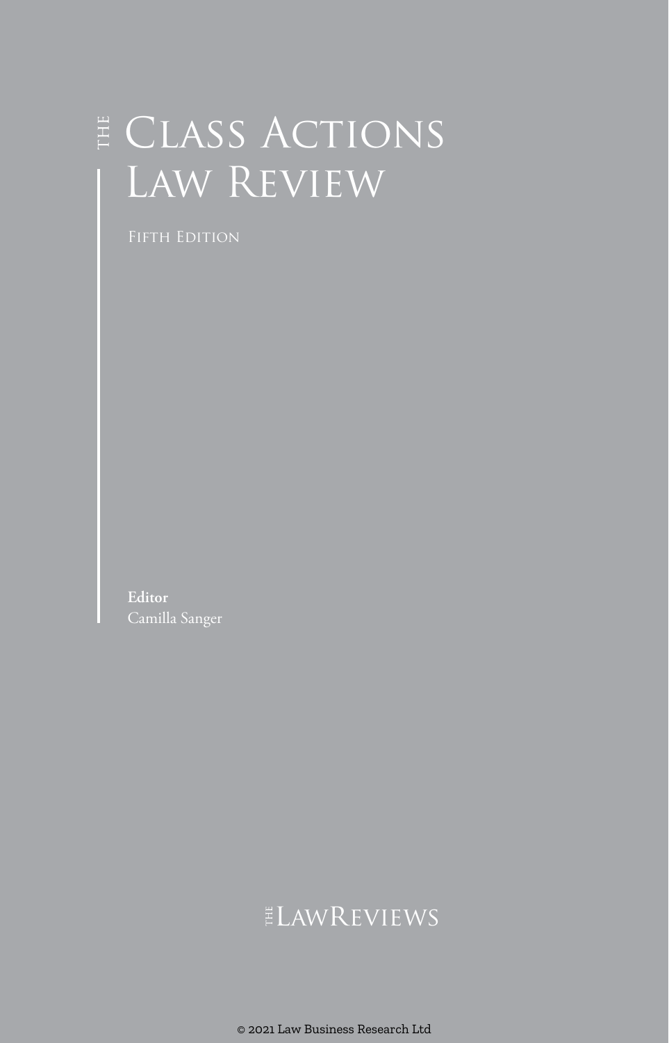# THE CLASS ACTIONS LAW REVIEW

FIFTH EDITION

**Editor**
Camilla Sanger

THE LAWREVIEWS

© 2021 Law Business Research Ltd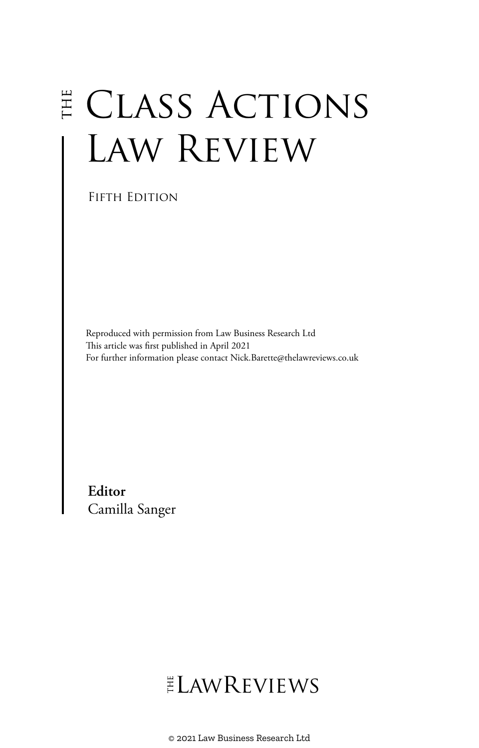# THE CLASS ACTIONS LAW REVIEW

FIFTH EDITION

Reproduced with permission from Law Business Research Ltd
This article was first published in April 2021
For further information please contact Nick.Barette@thelawreviews.co.uk

**Editor**
Camilla Sanger

THE LAWREVIEWS

© 2021 Law Business Research Ltd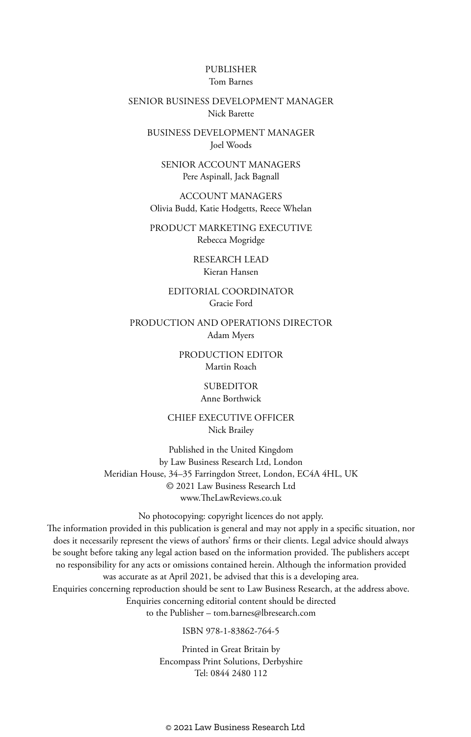PUBLISHER
Tom Barnes

SENIOR BUSINESS DEVELOPMENT MANAGER
Nick Barette

BUSINESS DEVELOPMENT MANAGER
Joel Woods

SENIOR ACCOUNT MANAGERS
Pere Aspinall, Jack Bagnall

ACCOUNT MANAGERS
Olivia Budd, Katie Hodgetts, Reece Whelan

PRODUCT MARKETING EXECUTIVE
Rebecca Mogridge

RESEARCH LEAD
Kieran Hansen

EDITORIAL COORDINATOR
Gracie Ford

PRODUCTION AND OPERATIONS DIRECTOR
Adam Myers

PRODUCTION EDITOR
Martin Roach

SUBEDITOR
Anne Borthwick

CHIEF EXECUTIVE OFFICER
Nick Brailey

Published in the United Kingdom
by Law Business Research Ltd, London
Meridian House, 34–35 Farringdon Street, London, EC4A 4HL, UK
© 2021 Law Business Research Ltd
www.TheLawReviews.co.uk

No photocopying: copyright licences do not apply.
The information provided in this publication is general and may not apply in a specific situation, nor does it necessarily represent the views of authors' firms or their clients. Legal advice should always be sought before taking any legal action based on the information provided. The publishers accept no responsibility for any acts or omissions contained herein. Although the information provided was accurate as at April 2021, be advised that this is a developing area.
Enquiries concerning reproduction should be sent to Law Business Research, at the address above.
Enquiries concerning editorial content should be directed
to the Publisher – tom.barnes@lbresearch.com

ISBN 978-1-83862-764-5

Printed in Great Britain by
Encompass Print Solutions, Derbyshire
Tel: 0844 2480 112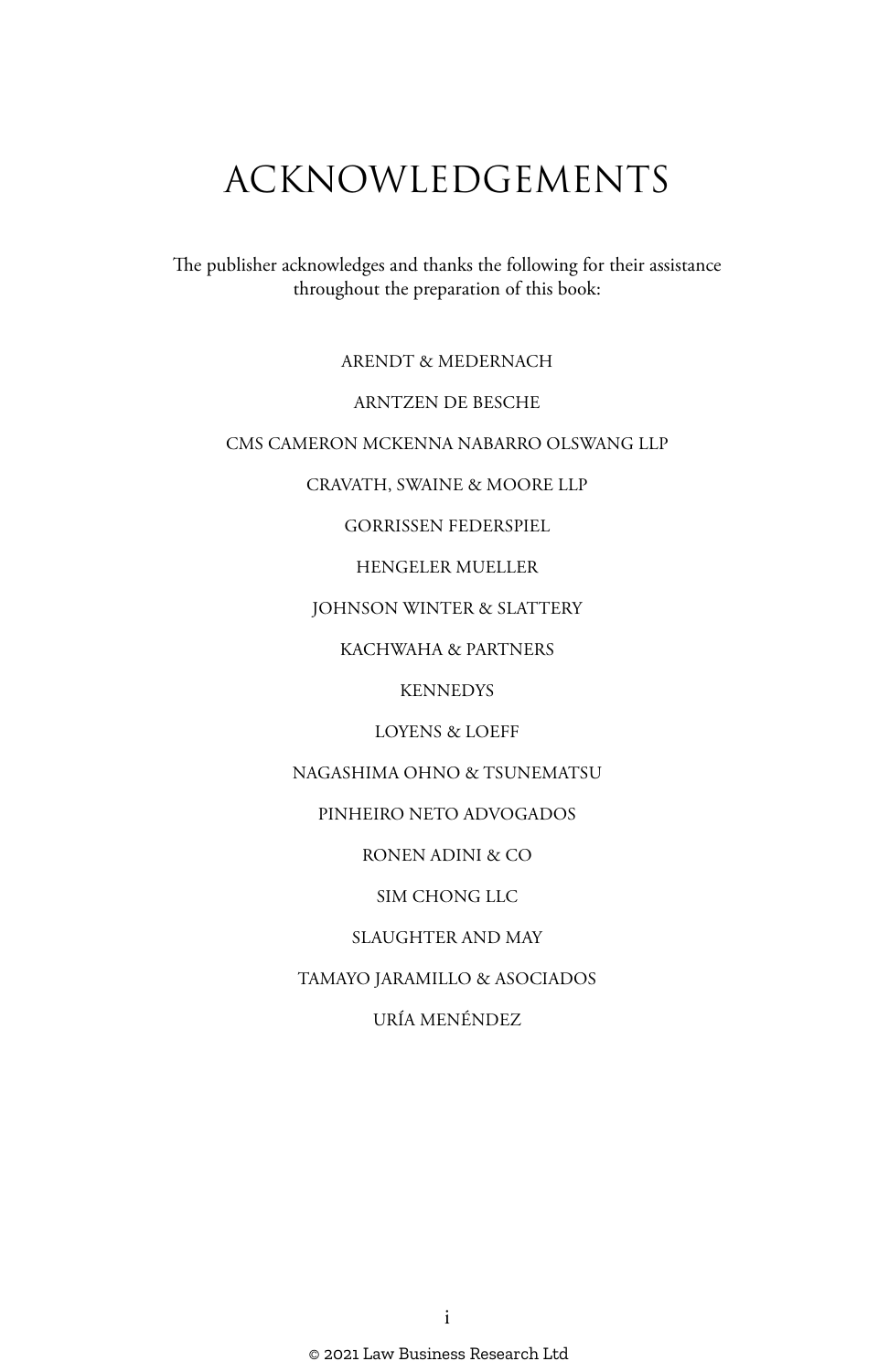# ACKNOWLEDGEMENTS

The publisher acknowledges and thanks the following for their assistance throughout the preparation of this book:

ARENDT & MEDERNACH

ARNTZEN DE BESCHE

CMS CAMERON MCKENNA NABARRO OLSWANG LLP

CRAVATH, SWAINE & MOORE LLP

GORRISSEN FEDERSPIEL

HENGELER MUELLER

JOHNSON WINTER & SLATTERY

KACHWAHA & PARTNERS

KENNEDYS

LOYENS & LOEFF

NAGASHIMA OHNO & TSUNEMATSU

PINHEIRO NETO ADVOGADOS

RONEN ADINI & CO

SIM CHONG LLC

SLAUGHTER AND MAY

TAMAYO JARAMILLO & ASOCIADOS

URÍA MENÉNDEZ

© 2021 Law Business Research Ltd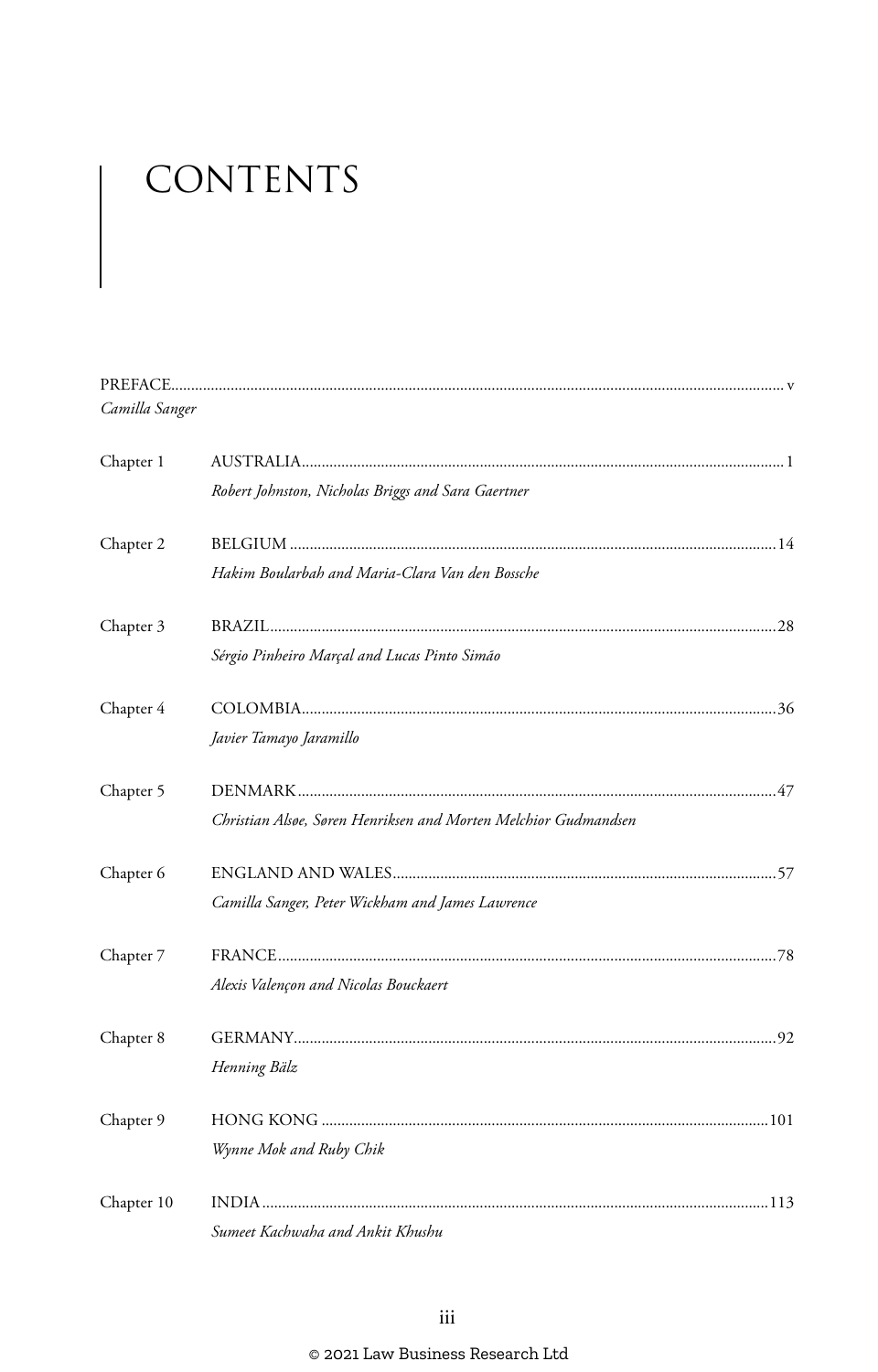# CONTENTS

PREFACE ..... v
*Camilla Sanger*

Chapter 1 AUSTRALIA ..... 1
*Robert Johnston, Nicholas Briggs and Sara Gaertner*

Chapter 2 BELGIUM ..... 14
*Hakim Boularbah and Maria-Clara Van den Bossche*

Chapter 3 BRAZIL ..... 28
*Sérgio Pinheiro Marçal and Lucas Pinto Simão*

Chapter 4 COLOMBIA ..... 36
*Javier Tamayo Jaramillo*

Chapter 5 DENMARK ..... 47
*Christian Alsøe, Søren Henriksen and Morten Melchior Gudmandsen*

Chapter 6 ENGLAND AND WALES ..... 57
*Camilla Sanger, Peter Wickham and James Lawrence*

Chapter 7 FRANCE ..... 78
*Alexis Valençon and Nicolas Bouckaert*

Chapter 8 GERMANY ..... 92
*Henning Bälz*

Chapter 9 HONG KONG ..... 101
*Wynne Mok and Ruby Chik*

Chapter 10 INDIA ..... 113
*Sumeet Kachwaha and Ankit Khushu*

© 2021 Law Business Research Ltd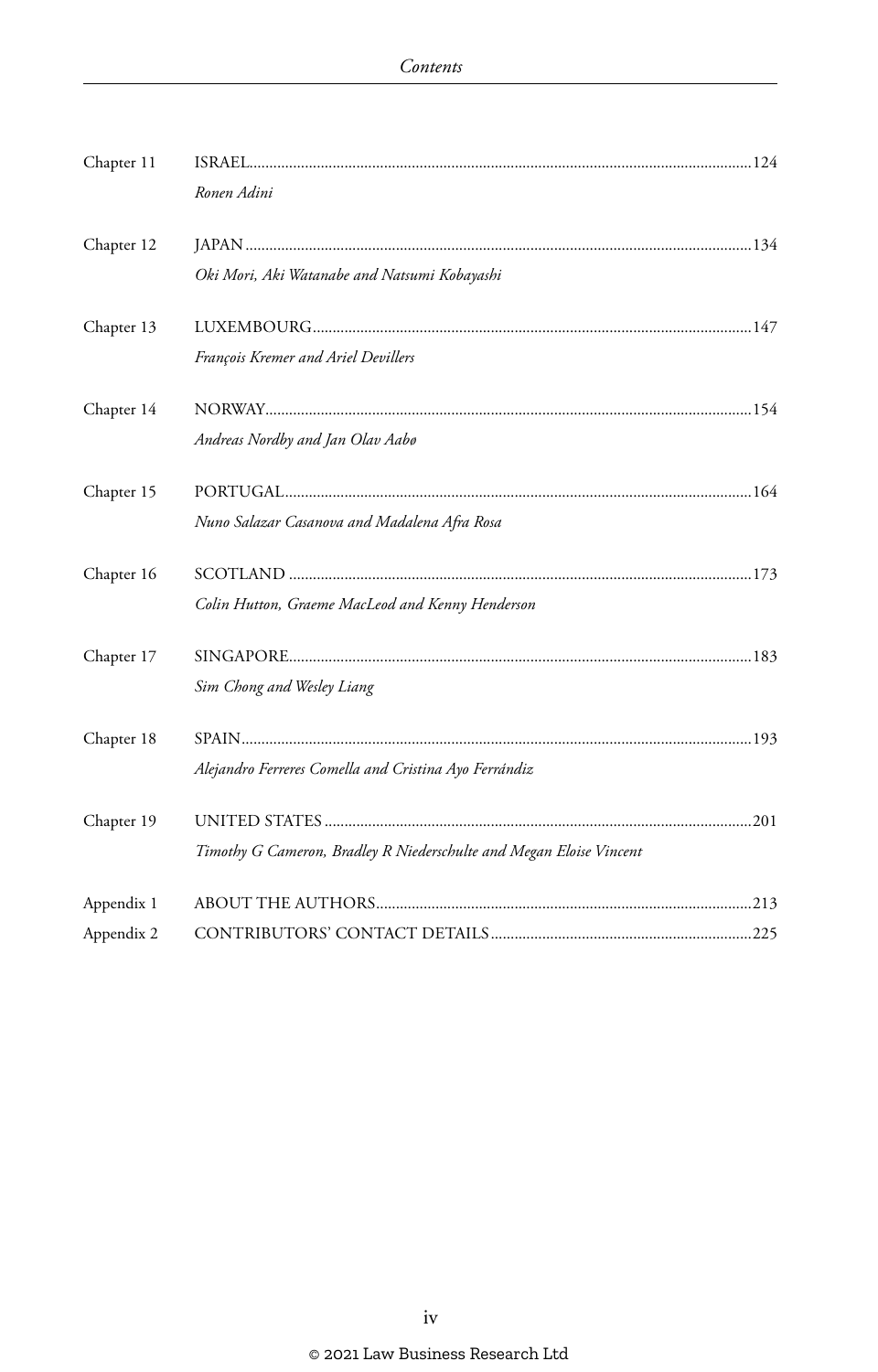| | | |
|---|---|---|
| Chapter 11 | ISRAEL<br>*Ronen Adini* | 124 |
| Chapter 12 | JAPAN<br>*Oki Mori, Aki Watanabe and Natsumi Kobayashi* | 134 |
| Chapter 13 | LUXEMBOURG<br>*François Kremer and Ariel Devillers* | 147 |
| Chapter 14 | NORWAY<br>*Andreas Nordby and Jan Olav Aabø* | 154 |
| Chapter 15 | PORTUGAL<br>*Nuno Salazar Casanova and Madalena Afra Rosa* | 164 |
| Chapter 16 | SCOTLAND<br>*Colin Hutton, Graeme MacLeod and Kenny Henderson* | 173 |
| Chapter 17 | SINGAPORE<br>*Sim Chong and Wesley Liang* | 183 |
| Chapter 18 | SPAIN<br>*Alejandro Ferreres Comella and Cristina Ayo Ferrándiz* | 193 |
| Chapter 19 | UNITED STATES<br>*Timothy G Cameron, Bradley R Niederschulte and Megan Eloise Vincent* | 201 |
| Appendix 1 | ABOUT THE AUTHORS | 213 |
| Appendix 2 | CONTRIBUTORS' CONTACT DETAILS | 225 |

© 2021 Law Business Research Ltd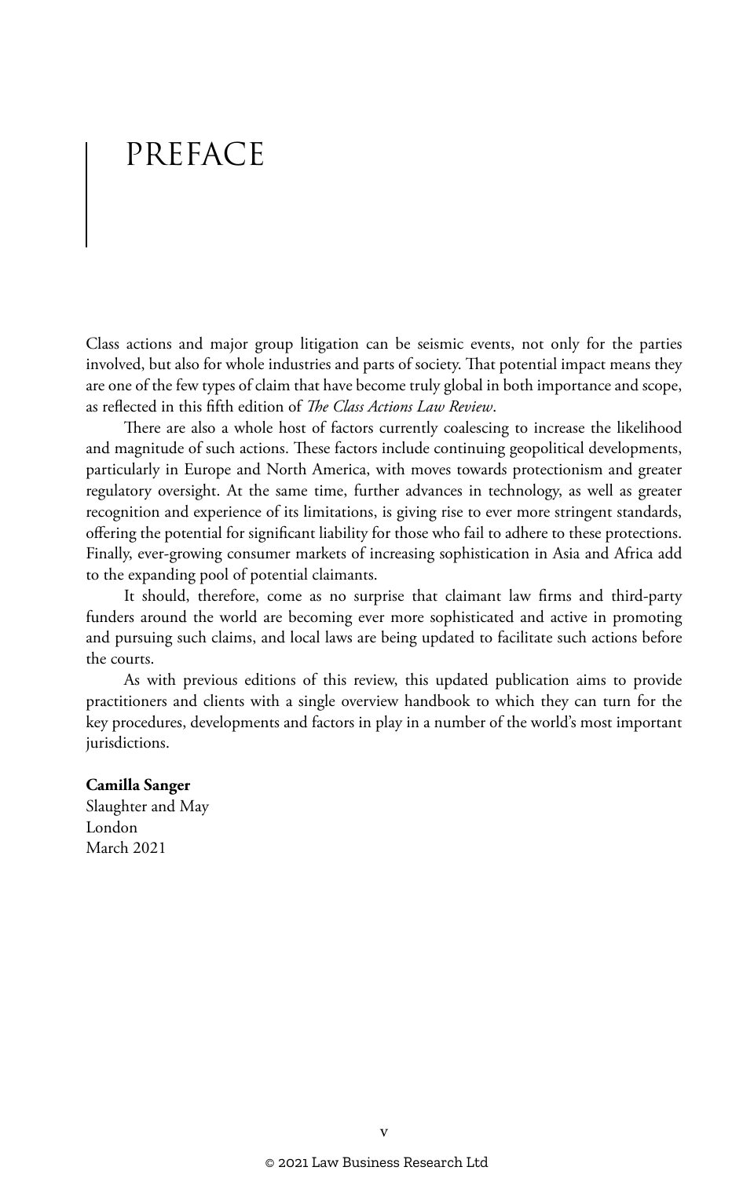# PREFACE

Class actions and major group litigation can be seismic events, not only for the parties involved, but also for whole industries and parts of society. That potential impact means they are one of the few types of claim that have become truly global in both importance and scope, as reflected in this fifth edition of *The Class Actions Law Review*.

There are also a whole host of factors currently coalescing to increase the likelihood and magnitude of such actions. These factors include continuing geopolitical developments, particularly in Europe and North America, with moves towards protectionism and greater regulatory oversight. At the same time, further advances in technology, as well as greater recognition and experience of its limitations, is giving rise to ever more stringent standards, offering the potential for significant liability for those who fail to adhere to these protections. Finally, ever-growing consumer markets of increasing sophistication in Asia and Africa add to the expanding pool of potential claimants.

It should, therefore, come as no surprise that claimant law firms and third-party funders around the world are becoming ever more sophisticated and active in promoting and pursuing such claims, and local laws are being updated to facilitate such actions before the courts.

As with previous editions of this review, this updated publication aims to provide practitioners and clients with a single overview handbook to which they can turn for the key procedures, developments and factors in play in a number of the world's most important jurisdictions.

**Camilla Sanger**
Slaughter and May
London
March 2021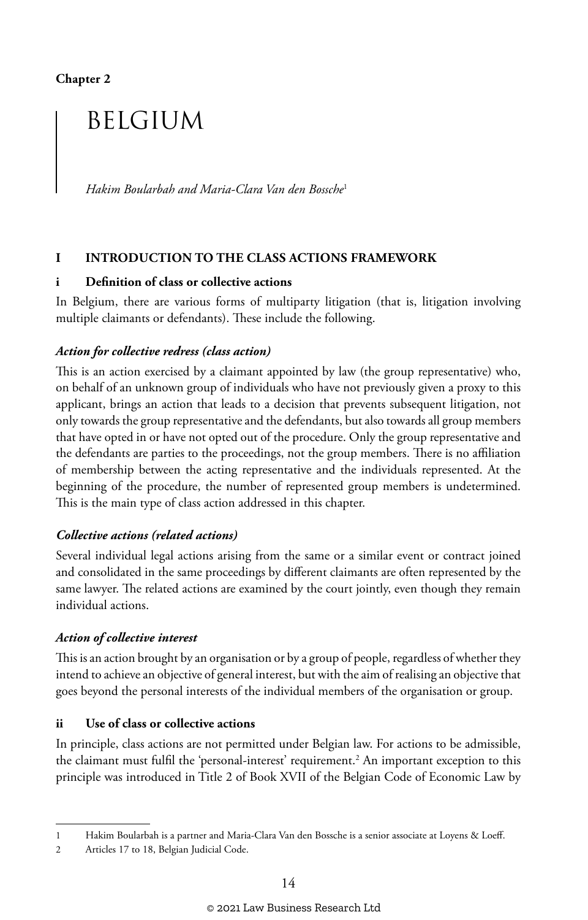Chapter 2

# BELGIUM

*Hakim Boularbah and Maria-Clara Van den Bossche*[1]

## I INTRODUCTION TO THE CLASS ACTIONS FRAMEWORK

### i Definition of class or collective actions

In Belgium, there are various forms of multiparty litigation (that is, litigation involving multiple claimants or defendants). These include the following.

#### *Action for collective redress (class action)*

This is an action exercised by a claimant appointed by law (the group representative) who, on behalf of an unknown group of individuals who have not previously given a proxy to this applicant, brings an action that leads to a decision that prevents subsequent litigation, not only towards the group representative and the defendants, but also towards all group members that have opted in or have not opted out of the procedure. Only the group representative and the defendants are parties to the proceedings, not the group members. There is no affiliation of membership between the acting representative and the individuals represented. At the beginning of the procedure, the number of represented group members is undetermined. This is the main type of class action addressed in this chapter.

#### *Collective actions (related actions)*

Several individual legal actions arising from the same or a similar event or contract joined and consolidated in the same proceedings by different claimants are often represented by the same lawyer. The related actions are examined by the court jointly, even though they remain individual actions.

#### *Action of collective interest*

This is an action brought by an organisation or by a group of people, regardless of whether they intend to achieve an objective of general interest, but with the aim of realising an objective that goes beyond the personal interests of the individual members of the organisation or group.

### ii Use of class or collective actions

In principle, class actions are not permitted under Belgian law. For actions to be admissible, the claimant must fulfil the 'personal-interest' requirement.[2] An important exception to this principle was introduced in Title 2 of Book XVII of the Belgian Code of Economic Law by

---

1 Hakim Boularbah is a partner and Maria-Clara Van den Bossche is a senior associate at Loyens & Loeff.

2 Articles 17 to 18, Belgian Judicial Code.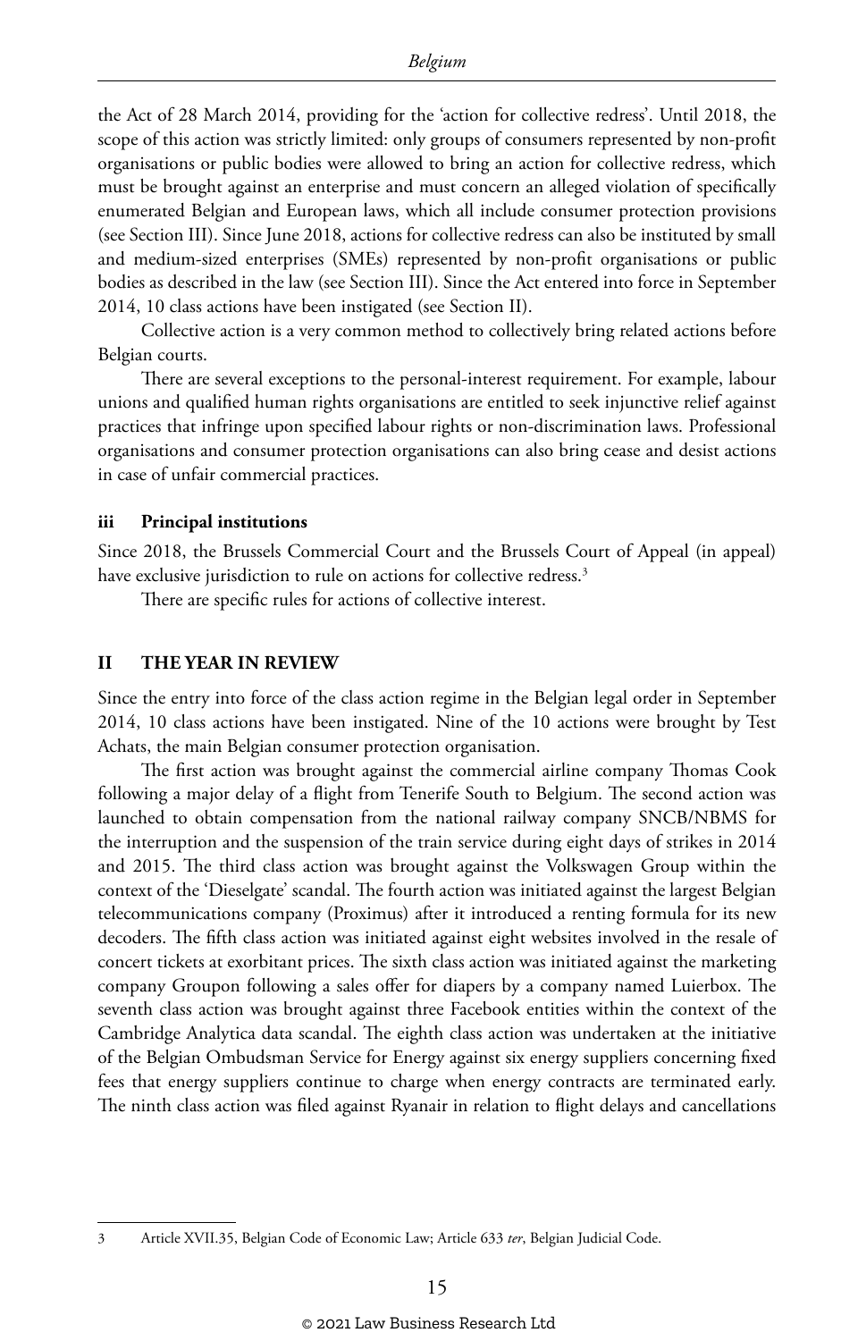the Act of 28 March 2014, providing for the 'action for collective redress'. Until 2018, the scope of this action was strictly limited: only groups of consumers represented by non-profit organisations or public bodies were allowed to bring an action for collective redress, which must be brought against an enterprise and must concern an alleged violation of specifically enumerated Belgian and European laws, which all include consumer protection provisions (see Section III). Since June 2018, actions for collective redress can also be instituted by small and medium-sized enterprises (SMEs) represented by non-profit organisations or public bodies as described in the law (see Section III). Since the Act entered into force in September 2014, 10 class actions have been instigated (see Section II).

Collective action is a very common method to collectively bring related actions before Belgian courts.

There are several exceptions to the personal-interest requirement. For example, labour unions and qualified human rights organisations are entitled to seek injunctive relief against practices that infringe upon specified labour rights or non-discrimination laws. Professional organisations and consumer protection organisations can also bring cease and desist actions in case of unfair commercial practices.

### iii Principal institutions

Since 2018, the Brussels Commercial Court and the Brussels Court of Appeal (in appeal) have exclusive jurisdiction to rule on actions for collective redress.[3]

There are specific rules for actions of collective interest.

## II THE YEAR IN REVIEW

Since the entry into force of the class action regime in the Belgian legal order in September 2014, 10 class actions have been instigated. Nine of the 10 actions were brought by Test Achats, the main Belgian consumer protection organisation.

The first action was brought against the commercial airline company Thomas Cook following a major delay of a flight from Tenerife South to Belgium. The second action was launched to obtain compensation from the national railway company SNCB/NBMS for the interruption and the suspension of the train service during eight days of strikes in 2014 and 2015. The third class action was brought against the Volkswagen Group within the context of the 'Dieselgate' scandal. The fourth action was initiated against the largest Belgian telecommunications company (Proximus) after it introduced a renting formula for its new decoders. The fifth class action was initiated against eight websites involved in the resale of concert tickets at exorbitant prices. The sixth class action was initiated against the marketing company Groupon following a sales offer for diapers by a company named Luierbox. The seventh class action was brought against three Facebook entities within the context of the Cambridge Analytica data scandal. The eighth class action was undertaken at the initiative of the Belgian Ombudsman Service for Energy against six energy suppliers concerning fixed fees that energy suppliers continue to charge when energy contracts are terminated early. The ninth class action was filed against Ryanair in relation to flight delays and cancellations

---

3 Article XVII.35, Belgian Code of Economic Law; Article 633 *ter*, Belgian Judicial Code.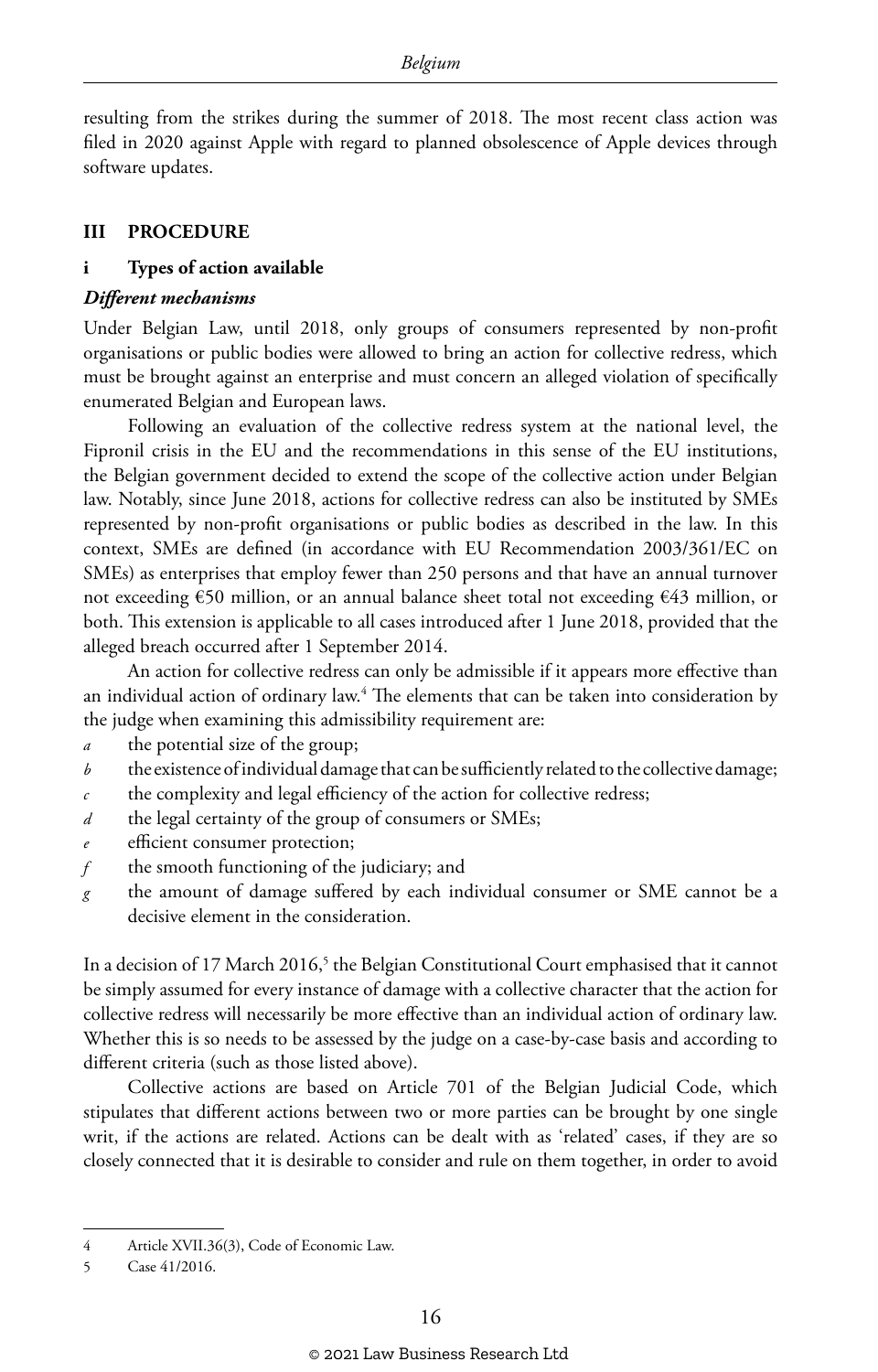resulting from the strikes during the summer of 2018. The most recent class action was filed in 2020 against Apple with regard to planned obsolescence of Apple devices through software updates.

## III PROCEDURE

### i Types of action available

#### *Different mechanisms*

Under Belgian Law, until 2018, only groups of consumers represented by non-profit organisations or public bodies were allowed to bring an action for collective redress, which must be brought against an enterprise and must concern an alleged violation of specifically enumerated Belgian and European laws.

Following an evaluation of the collective redress system at the national level, the Fipronil crisis in the EU and the recommendations in this sense of the EU institutions, the Belgian government decided to extend the scope of the collective action under Belgian law. Notably, since June 2018, actions for collective redress can also be instituted by SMEs represented by non-profit organisations or public bodies as described in the law. In this context, SMEs are defined (in accordance with EU Recommendation 2003/361/EC on SMEs) as enterprises that employ fewer than 250 persons and that have an annual turnover not exceeding €50 million, or an annual balance sheet total not exceeding €43 million, or both. This extension is applicable to all cases introduced after 1 June 2018, provided that the alleged breach occurred after 1 September 2014.

An action for collective redress can only be admissible if it appears more effective than an individual action of ordinary law.[4] The elements that can be taken into consideration by the judge when examining this admissibility requirement are:

*a* the potential size of the group;
*b* the existence of individual damage that can be sufficiently related to the collective damage;
*c* the complexity and legal efficiency of the action for collective redress;
*d* the legal certainty of the group of consumers or SMEs;
*e* efficient consumer protection;
*f* the smooth functioning of the judiciary; and
*g* the amount of damage suffered by each individual consumer or SME cannot be a decisive element in the consideration.

In a decision of 17 March 2016,[5] the Belgian Constitutional Court emphasised that it cannot be simply assumed for every instance of damage with a collective character that the action for collective redress will necessarily be more effective than an individual action of ordinary law. Whether this is so needs to be assessed by the judge on a case-by-case basis and according to different criteria (such as those listed above).

Collective actions are based on Article 701 of the Belgian Judicial Code, which stipulates that different actions between two or more parties can be brought by one single writ, if the actions are related. Actions can be dealt with as 'related' cases, if they are so closely connected that it is desirable to consider and rule on them together, in order to avoid

---

4 Article XVII.36(3), Code of Economic Law.

5 Case 41/2016.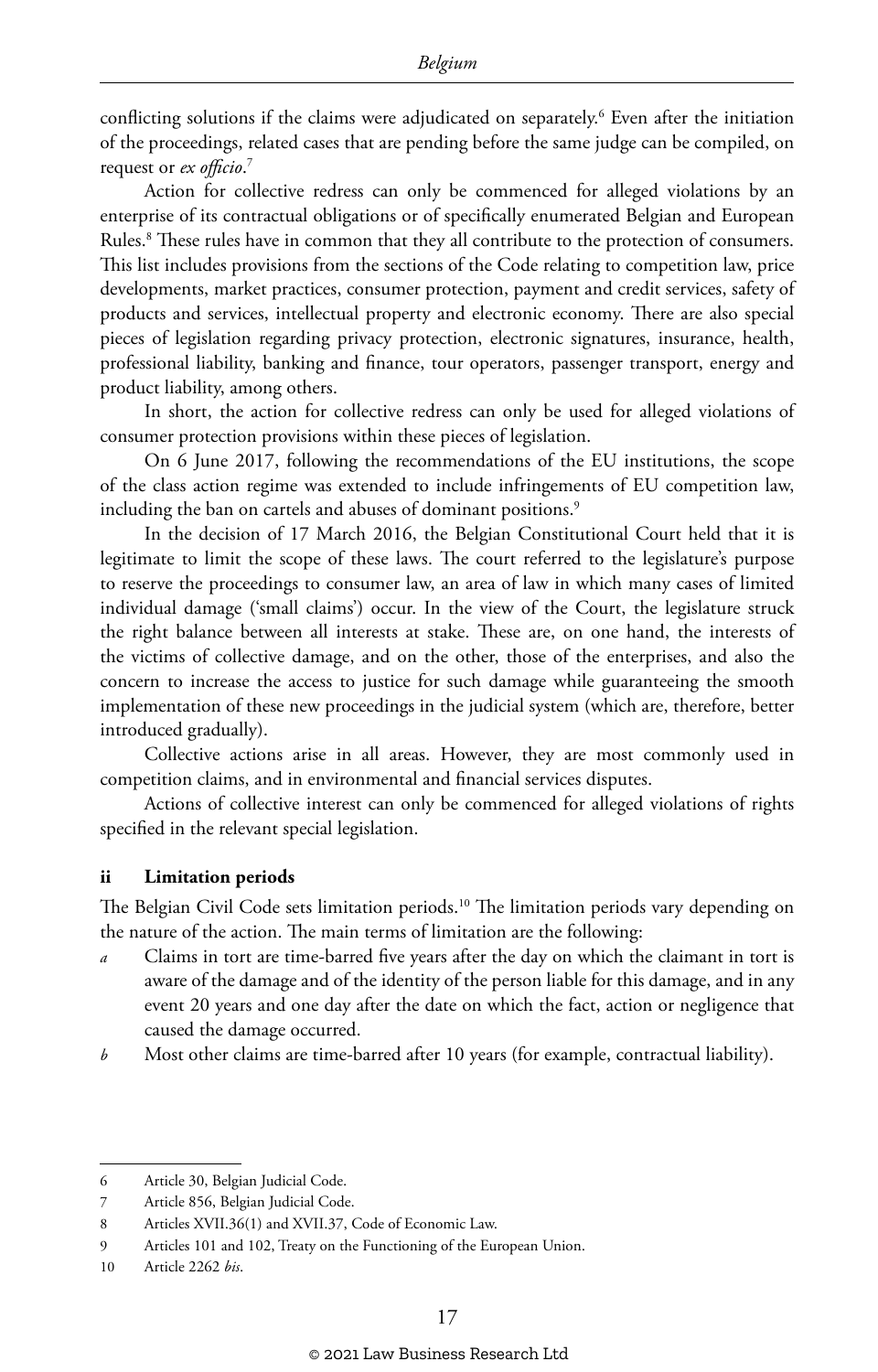conflicting solutions if the claims were adjudicated on separately.[6] Even after the initiation of the proceedings, related cases that are pending before the same judge can be compiled, on request or *ex officio*.[7]

Action for collective redress can only be commenced for alleged violations by an enterprise of its contractual obligations or of specifically enumerated Belgian and European Rules.[8] These rules have in common that they all contribute to the protection of consumers. This list includes provisions from the sections of the Code relating to competition law, price developments, market practices, consumer protection, payment and credit services, safety of products and services, intellectual property and electronic economy. There are also special pieces of legislation regarding privacy protection, electronic signatures, insurance, health, professional liability, banking and finance, tour operators, passenger transport, energy and product liability, among others.

In short, the action for collective redress can only be used for alleged violations of consumer protection provisions within these pieces of legislation.

On 6 June 2017, following the recommendations of the EU institutions, the scope of the class action regime was extended to include infringements of EU competition law, including the ban on cartels and abuses of dominant positions.[9]

In the decision of 17 March 2016, the Belgian Constitutional Court held that it is legitimate to limit the scope of these laws. The court referred to the legislature's purpose to reserve the proceedings to consumer law, an area of law in which many cases of limited individual damage ('small claims') occur. In the view of the Court, the legislature struck the right balance between all interests at stake. These are, on one hand, the interests of the victims of collective damage, and on the other, those of the enterprises, and also the concern to increase the access to justice for such damage while guaranteeing the smooth implementation of these new proceedings in the judicial system (which are, therefore, better introduced gradually).

Collective actions arise in all areas. However, they are most commonly used in competition claims, and in environmental and financial services disputes.

Actions of collective interest can only be commenced for alleged violations of rights specified in the relevant special legislation.

### ii Limitation periods

The Belgian Civil Code sets limitation periods.[10] The limitation periods vary depending on the nature of the action. The main terms of limitation are the following:

*a* Claims in tort are time-barred five years after the day on which the claimant in tort is aware of the damage and of the identity of the person liable for this damage, and in any event 20 years and one day after the date on which the fact, action or negligence that caused the damage occurred.

*b* Most other claims are time-barred after 10 years (for example, contractual liability).

---

6 Article 30, Belgian Judicial Code.

7 Article 856, Belgian Judicial Code.

8 Articles XVII.36(1) and XVII.37, Code of Economic Law.

9 Articles 101 and 102, Treaty on the Functioning of the European Union.

10 Article 2262 *bis*.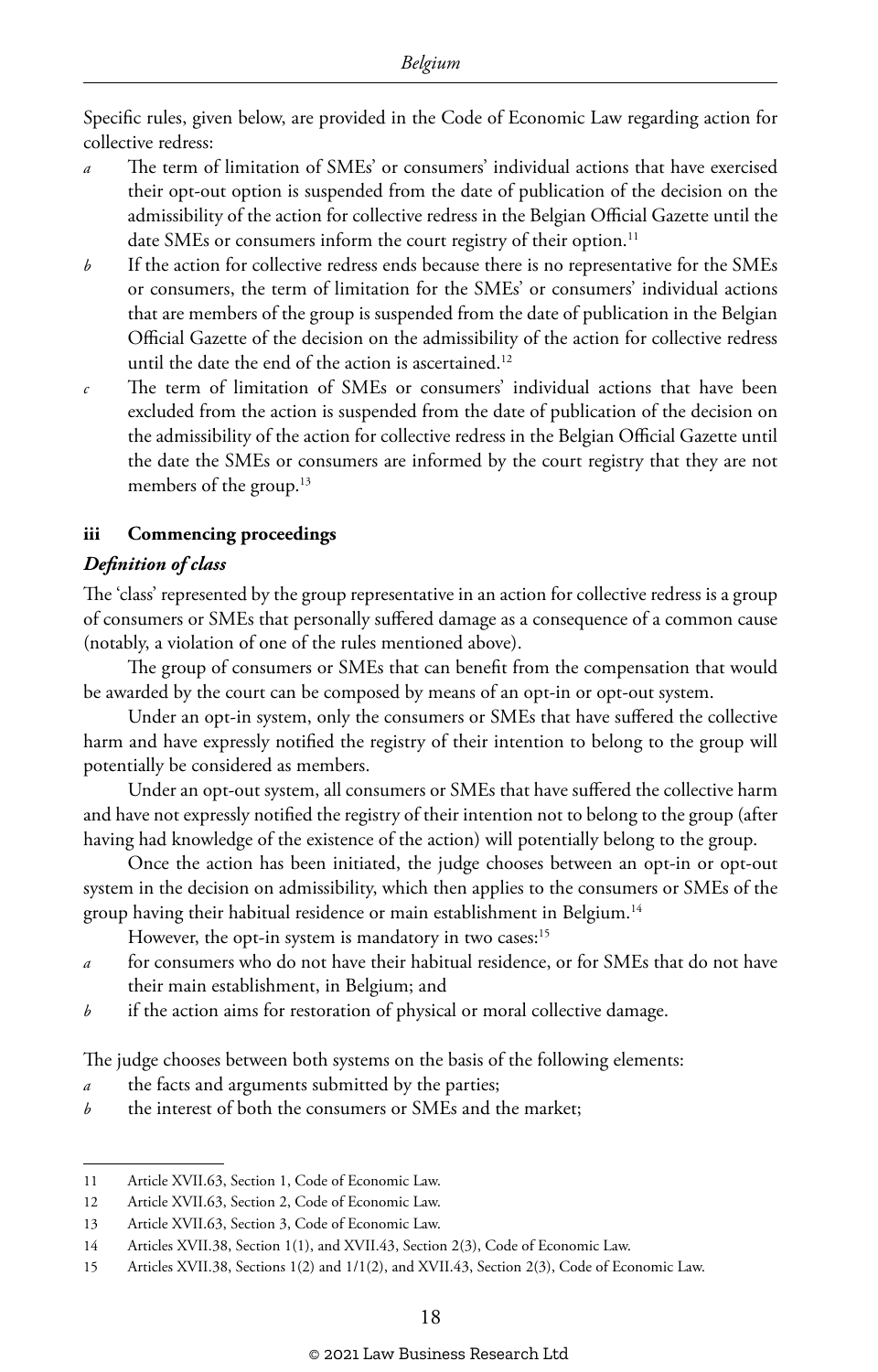Specific rules, given below, are provided in the Code of Economic Law regarding action for collective redress:

*a* The term of limitation of SMEs' or consumers' individual actions that have exercised their opt-out option is suspended from the date of publication of the decision on the admissibility of the action for collective redress in the Belgian Official Gazette until the date SMEs or consumers inform the court registry of their option.[11]

*b* If the action for collective redress ends because there is no representative for the SMEs or consumers, the term of limitation for the SMEs' or consumers' individual actions that are members of the group is suspended from the date of publication in the Belgian Official Gazette of the decision on the admissibility of the action for collective redress until the date the end of the action is ascertained.[12]

*c* The term of limitation of SMEs or consumers' individual actions that have been excluded from the action is suspended from the date of publication of the decision on the admissibility of the action for collective redress in the Belgian Official Gazette until the date the SMEs or consumers are informed by the court registry that they are not members of the group.[13]

### iii Commencing proceedings

#### *Definition of class*

The 'class' represented by the group representative in an action for collective redress is a group of consumers or SMEs that personally suffered damage as a consequence of a common cause (notably, a violation of one of the rules mentioned above).

The group of consumers or SMEs that can benefit from the compensation that would be awarded by the court can be composed by means of an opt-in or opt-out system.

Under an opt-in system, only the consumers or SMEs that have suffered the collective harm and have expressly notified the registry of their intention to belong to the group will potentially be considered as members.

Under an opt-out system, all consumers or SMEs that have suffered the collective harm and have not expressly notified the registry of their intention not to belong to the group (after having had knowledge of the existence of the action) will potentially belong to the group.

Once the action has been initiated, the judge chooses between an opt-in or opt-out system in the decision on admissibility, which then applies to the consumers or SMEs of the group having their habitual residence or main establishment in Belgium.[14]

However, the opt-in system is mandatory in two cases:[15]

*a* for consumers who do not have their habitual residence, or for SMEs that do not have their main establishment, in Belgium; and

*b* if the action aims for restoration of physical or moral collective damage.

The judge chooses between both systems on the basis of the following elements:

*a* the facts and arguments submitted by the parties;

*b* the interest of both the consumers or SMEs and the market;

---

11 Article XVII.63, Section 1, Code of Economic Law.

12 Article XVII.63, Section 2, Code of Economic Law.

13 Article XVII.63, Section 3, Code of Economic Law.

14 Articles XVII.38, Section 1(1), and XVII.43, Section 2(3), Code of Economic Law.

15 Articles XVII.38, Sections 1(2) and 1/1(2), and XVII.43, Section 2(3), Code of Economic Law.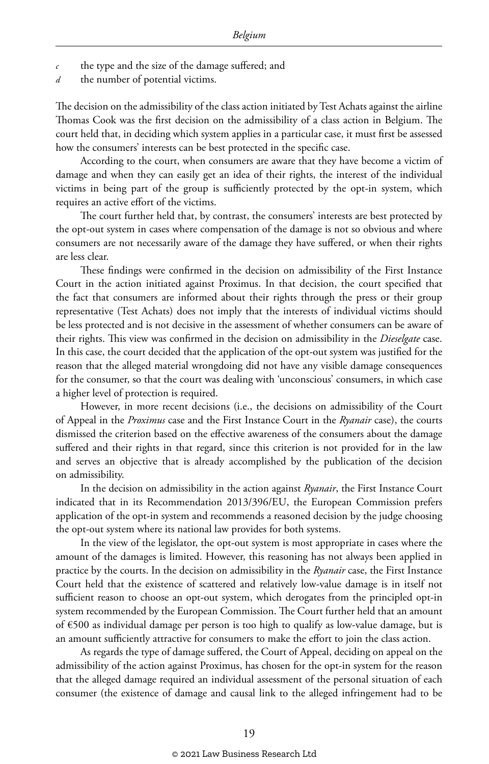*c* the type and the size of the damage suffered; and

*d* the number of potential victims.

The decision on the admissibility of the class action initiated by Test Achats against the airline Thomas Cook was the first decision on the admissibility of a class action in Belgium. The court held that, in deciding which system applies in a particular case, it must first be assessed how the consumers' interests can be best protected in the specific case.

According to the court, when consumers are aware that they have become a victim of damage and when they can easily get an idea of their rights, the interest of the individual victims in being part of the group is sufficiently protected by the opt-in system, which requires an active effort of the victims.

The court further held that, by contrast, the consumers' interests are best protected by the opt-out system in cases where compensation of the damage is not so obvious and where consumers are not necessarily aware of the damage they have suffered, or when their rights are less clear.

These findings were confirmed in the decision on admissibility of the First Instance Court in the action initiated against Proximus. In that decision, the court specified that the fact that consumers are informed about their rights through the press or their group representative (Test Achats) does not imply that the interests of individual victims should be less protected and is not decisive in the assessment of whether consumers can be aware of their rights. This view was confirmed in the decision on admissibility in the *Dieselgate* case. In this case, the court decided that the application of the opt-out system was justified for the reason that the alleged material wrongdoing did not have any visible damage consequences for the consumer, so that the court was dealing with 'unconscious' consumers, in which case a higher level of protection is required.

However, in more recent decisions (i.e., the decisions on admissibility of the Court of Appeal in the *Proximus* case and the First Instance Court in the *Ryanair* case), the courts dismissed the criterion based on the effective awareness of the consumers about the damage suffered and their rights in that regard, since this criterion is not provided for in the law and serves an objective that is already accomplished by the publication of the decision on admissibility.

In the decision on admissibility in the action against *Ryanair*, the First Instance Court indicated that in its Recommendation 2013/396/EU, the European Commission prefers application of the opt-in system and recommends a reasoned decision by the judge choosing the opt-out system where its national law provides for both systems.

In the view of the legislator, the opt-out system is most appropriate in cases where the amount of the damages is limited. However, this reasoning has not always been applied in practice by the courts. In the decision on admissibility in the *Ryanair* case, the First Instance Court held that the existence of scattered and relatively low-value damage is in itself not sufficient reason to choose an opt-out system, which derogates from the principled opt-in system recommended by the European Commission. The Court further held that an amount of €500 as individual damage per person is too high to qualify as low-value damage, but is an amount sufficiently attractive for consumers to make the effort to join the class action.

As regards the type of damage suffered, the Court of Appeal, deciding on appeal on the admissibility of the action against Proximus, has chosen for the opt-in system for the reason that the alleged damage required an individual assessment of the personal situation of each consumer (the existence of damage and causal link to the alleged infringement had to be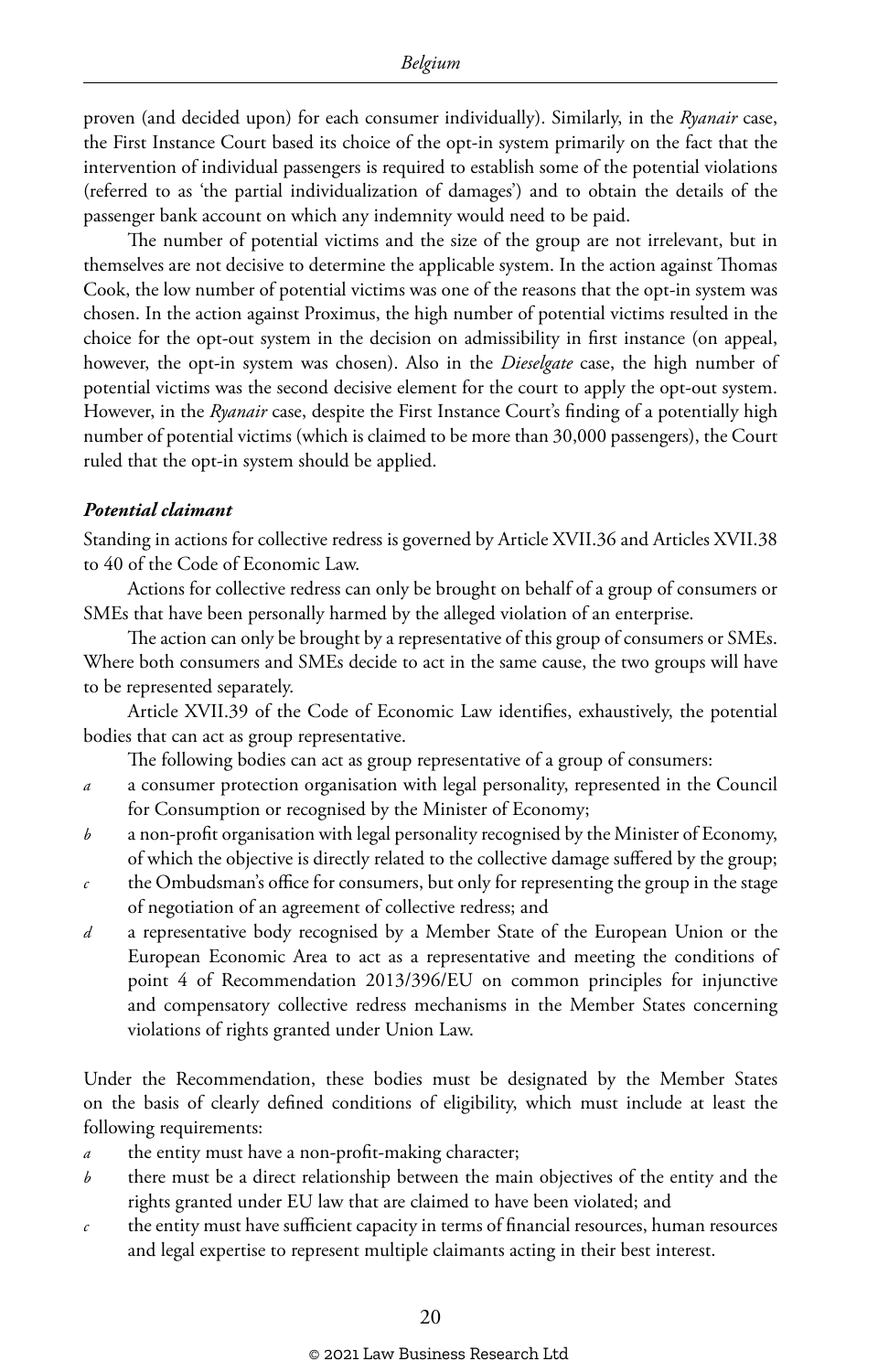proven (and decided upon) for each consumer individually). Similarly, in the *Ryanair* case, the First Instance Court based its choice of the opt-in system primarily on the fact that the intervention of individual passengers is required to establish some of the potential violations (referred to as 'the partial individualization of damages') and to obtain the details of the passenger bank account on which any indemnity would need to be paid.

The number of potential victims and the size of the group are not irrelevant, but in themselves are not decisive to determine the applicable system. In the action against Thomas Cook, the low number of potential victims was one of the reasons that the opt-in system was chosen. In the action against Proximus, the high number of potential victims resulted in the choice for the opt-out system in the decision on admissibility in first instance (on appeal, however, the opt-in system was chosen). Also in the *Dieselgate* case, the high number of potential victims was the second decisive element for the court to apply the opt-out system. However, in the *Ryanair* case, despite the First Instance Court's finding of a potentially high number of potential victims (which is claimed to be more than 30,000 passengers), the Court ruled that the opt-in system should be applied.

#### *Potential claimant*

Standing in actions for collective redress is governed by Article XVII.36 and Articles XVII.38 to 40 of the Code of Economic Law.

Actions for collective redress can only be brought on behalf of a group of consumers or SMEs that have been personally harmed by the alleged violation of an enterprise.

The action can only be brought by a representative of this group of consumers or SMEs. Where both consumers and SMEs decide to act in the same cause, the two groups will have to be represented separately.

Article XVII.39 of the Code of Economic Law identifies, exhaustively, the potential bodies that can act as group representative.

The following bodies can act as group representative of a group of consumers:

- *a* a consumer protection organisation with legal personality, represented in the Council for Consumption or recognised by the Minister of Economy;
- *b* a non-profit organisation with legal personality recognised by the Minister of Economy, of which the objective is directly related to the collective damage suffered by the group;
- *c* the Ombudsman's office for consumers, but only for representing the group in the stage of negotiation of an agreement of collective redress; and
- *d* a representative body recognised by a Member State of the European Union or the European Economic Area to act as a representative and meeting the conditions of point 4 of Recommendation 2013/396/EU on common principles for injunctive and compensatory collective redress mechanisms in the Member States concerning violations of rights granted under Union Law.

Under the Recommendation, these bodies must be designated by the Member States on the basis of clearly defined conditions of eligibility, which must include at least the following requirements:

- *a* the entity must have a non-profit-making character;
- *b* there must be a direct relationship between the main objectives of the entity and the rights granted under EU law that are claimed to have been violated; and
- *c* the entity must have sufficient capacity in terms of financial resources, human resources and legal expertise to represent multiple claimants acting in their best interest.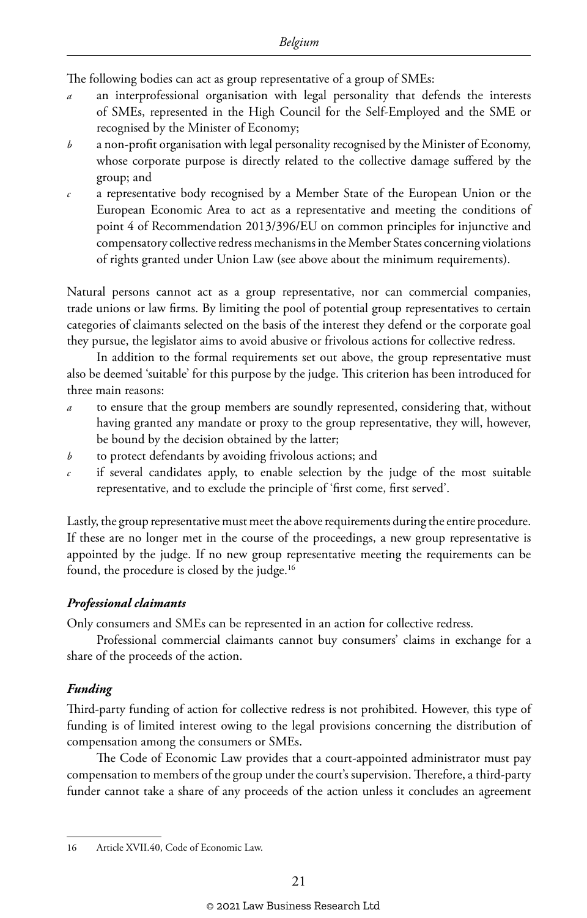The following bodies can act as group representative of a group of SMEs:

- *a* an interprofessional organisation with legal personality that defends the interests of SMEs, represented in the High Council for the Self-Employed and the SME or recognised by the Minister of Economy;
- *b* a non-profit organisation with legal personality recognised by the Minister of Economy, whose corporate purpose is directly related to the collective damage suffered by the group; and
- *c* a representative body recognised by a Member State of the European Union or the European Economic Area to act as a representative and meeting the conditions of point 4 of Recommendation 2013/396/EU on common principles for injunctive and compensatory collective redress mechanisms in the Member States concerning violations of rights granted under Union Law (see above about the minimum requirements).

Natural persons cannot act as a group representative, nor can commercial companies, trade unions or law firms. By limiting the pool of potential group representatives to certain categories of claimants selected on the basis of the interest they defend or the corporate goal they pursue, the legislator aims to avoid abusive or frivolous actions for collective redress.

In addition to the formal requirements set out above, the group representative must also be deemed 'suitable' for this purpose by the judge. This criterion has been introduced for three main reasons:

- *a* to ensure that the group members are soundly represented, considering that, without having granted any mandate or proxy to the group representative, they will, however, be bound by the decision obtained by the latter;
- *b* to protect defendants by avoiding frivolous actions; and
- *c* if several candidates apply, to enable selection by the judge of the most suitable representative, and to exclude the principle of 'first come, first served'.

Lastly, the group representative must meet the above requirements during the entire procedure. If these are no longer met in the course of the proceedings, a new group representative is appointed by the judge. If no new group representative meeting the requirements can be found, the procedure is closed by the judge.[16]

***Professional claimants***

Only consumers and SMEs can be represented in an action for collective redress.

Professional commercial claimants cannot buy consumers' claims in exchange for a share of the proceeds of the action.

***Funding***

Third-party funding of action for collective redress is not prohibited. However, this type of funding is of limited interest owing to the legal provisions concerning the distribution of compensation among the consumers or SMEs.

The Code of Economic Law provides that a court-appointed administrator must pay compensation to members of the group under the court's supervision. Therefore, a third-party funder cannot take a share of any proceeds of the action unless it concludes an agreement

---

16 Article XVII.40, Code of Economic Law.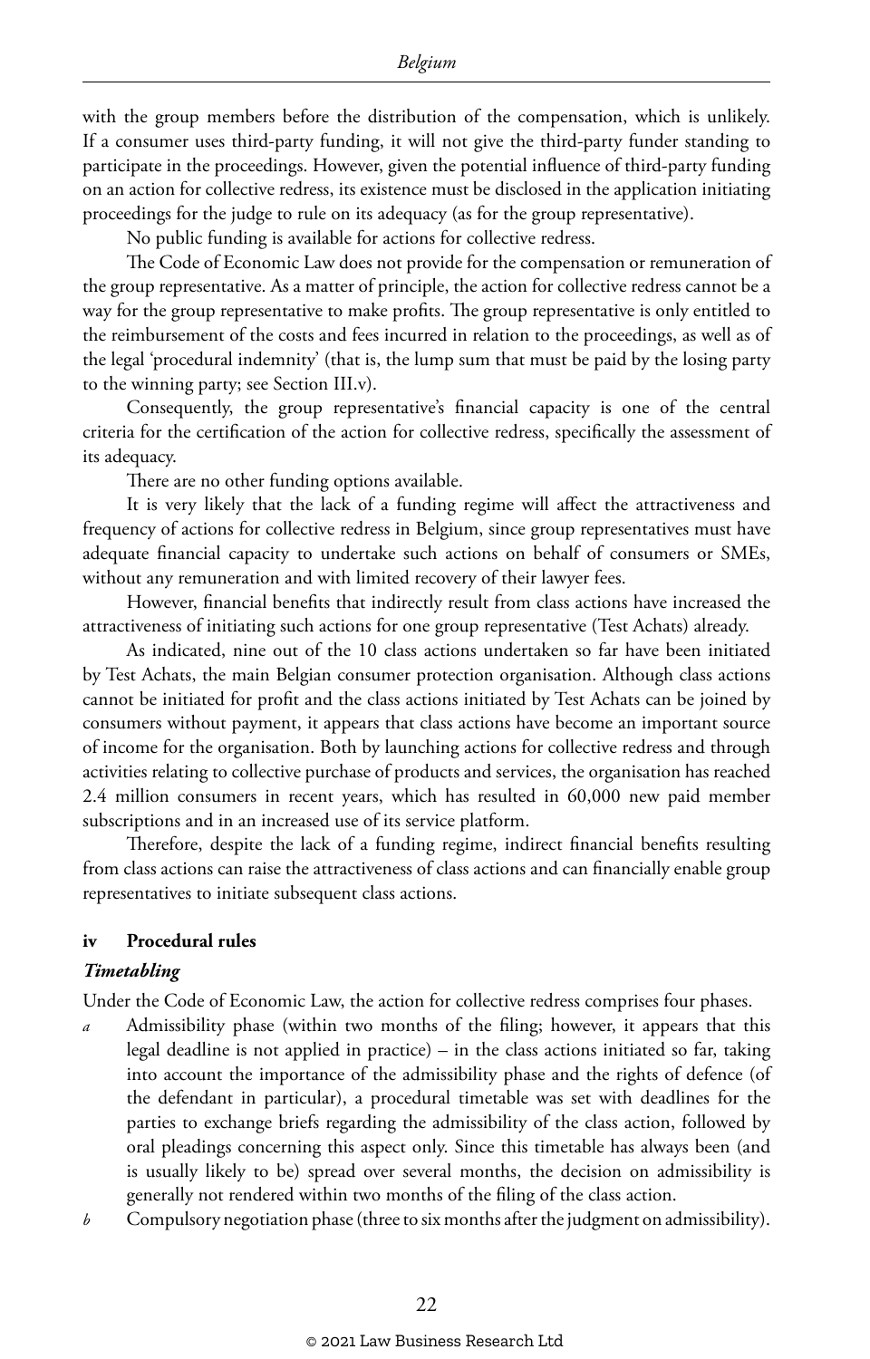with the group members before the distribution of the compensation, which is unlikely. If a consumer uses third-party funding, it will not give the third-party funder standing to participate in the proceedings. However, given the potential influence of third-party funding on an action for collective redress, its existence must be disclosed in the application initiating proceedings for the judge to rule on its adequacy (as for the group representative).

No public funding is available for actions for collective redress.

The Code of Economic Law does not provide for the compensation or remuneration of the group representative. As a matter of principle, the action for collective redress cannot be a way for the group representative to make profits. The group representative is only entitled to the reimbursement of the costs and fees incurred in relation to the proceedings, as well as of the legal 'procedural indemnity' (that is, the lump sum that must be paid by the losing party to the winning party; see Section III.v).

Consequently, the group representative's financial capacity is one of the central criteria for the certification of the action for collective redress, specifically the assessment of its adequacy.

There are no other funding options available.

It is very likely that the lack of a funding regime will affect the attractiveness and frequency of actions for collective redress in Belgium, since group representatives must have adequate financial capacity to undertake such actions on behalf of consumers or SMEs, without any remuneration and with limited recovery of their lawyer fees.

However, financial benefits that indirectly result from class actions have increased the attractiveness of initiating such actions for one group representative (Test Achats) already.

As indicated, nine out of the 10 class actions undertaken so far have been initiated by Test Achats, the main Belgian consumer protection organisation. Although class actions cannot be initiated for profit and the class actions initiated by Test Achats can be joined by consumers without payment, it appears that class actions have become an important source of income for the organisation. Both by launching actions for collective redress and through activities relating to collective purchase of products and services, the organisation has reached 2.4 million consumers in recent years, which has resulted in 60,000 new paid member subscriptions and in an increased use of its service platform.

Therefore, despite the lack of a funding regime, indirect financial benefits resulting from class actions can raise the attractiveness of class actions and can financially enable group representatives to initiate subsequent class actions.

#### iv Procedural rules

##### *Timetabling*

Under the Code of Economic Law, the action for collective redress comprises four phases.

*a* Admissibility phase (within two months of the filing; however, it appears that this legal deadline is not applied in practice) – in the class actions initiated so far, taking into account the importance of the admissibility phase and the rights of defence (of the defendant in particular), a procedural timetable was set with deadlines for the parties to exchange briefs regarding the admissibility of the class action, followed by oral pleadings concerning this aspect only. Since this timetable has always been (and is usually likely to be) spread over several months, the decision on admissibility is generally not rendered within two months of the filing of the class action.

*b* Compulsory negotiation phase (three to six months after the judgment on admissibility).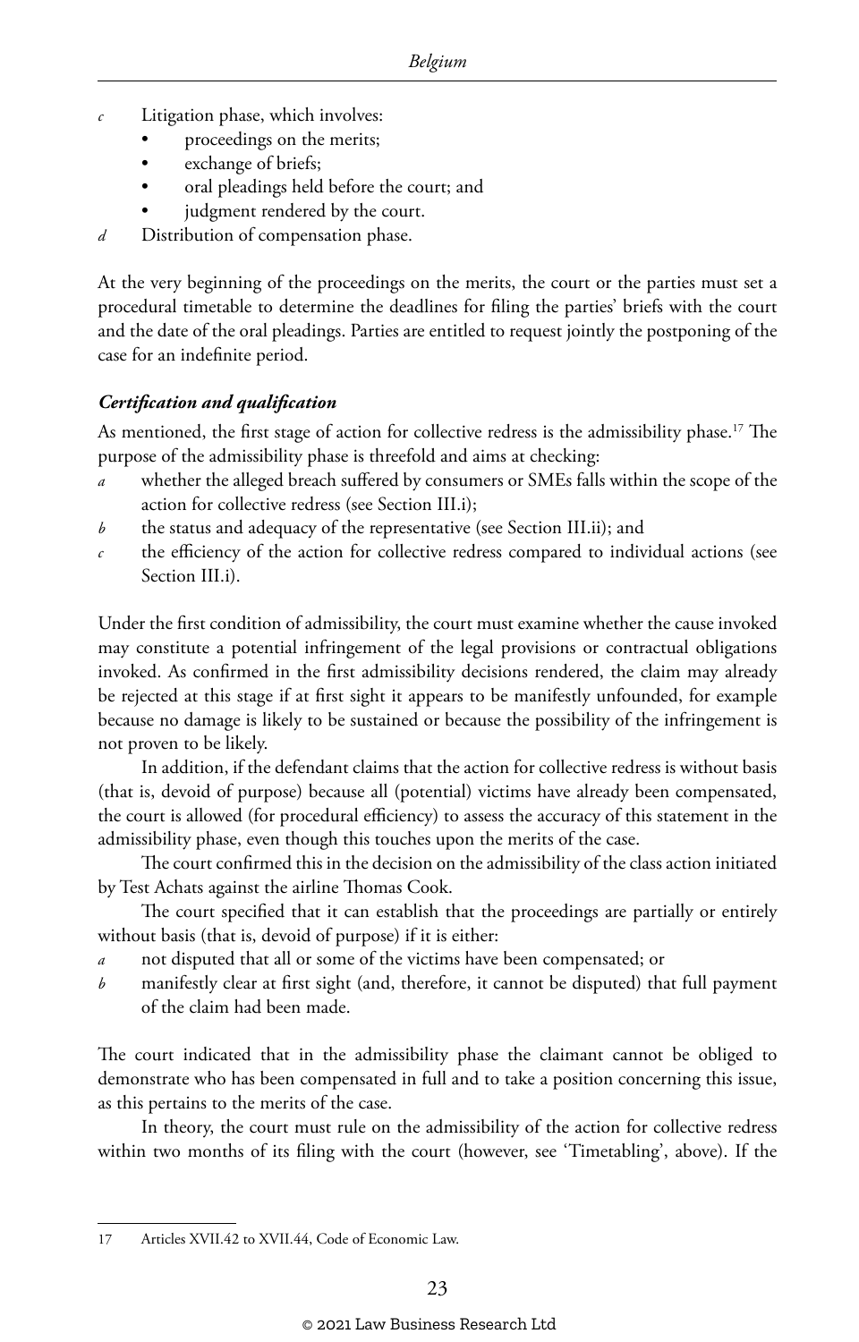*c* Litigation phase, which involves:
- proceedings on the merits;
- exchange of briefs;
- oral pleadings held before the court; and
- judgment rendered by the court.

*d* Distribution of compensation phase.

At the very beginning of the proceedings on the merits, the court or the parties must set a procedural timetable to determine the deadlines for filing the parties' briefs with the court and the date of the oral pleadings. Parties are entitled to request jointly the postponing of the case for an indefinite period.

### *Certification and qualification*

As mentioned, the first stage of action for collective redress is the admissibility phase.[17] The purpose of the admissibility phase is threefold and aims at checking:

*a* whether the alleged breach suffered by consumers or SMEs falls within the scope of the action for collective redress (see Section III.i);

*b* the status and adequacy of the representative (see Section III.ii); and

*c* the efficiency of the action for collective redress compared to individual actions (see Section III.i).

Under the first condition of admissibility, the court must examine whether the cause invoked may constitute a potential infringement of the legal provisions or contractual obligations invoked. As confirmed in the first admissibility decisions rendered, the claim may already be rejected at this stage if at first sight it appears to be manifestly unfounded, for example because no damage is likely to be sustained or because the possibility of the infringement is not proven to be likely.

In addition, if the defendant claims that the action for collective redress is without basis (that is, devoid of purpose) because all (potential) victims have already been compensated, the court is allowed (for procedural efficiency) to assess the accuracy of this statement in the admissibility phase, even though this touches upon the merits of the case.

The court confirmed this in the decision on the admissibility of the class action initiated by Test Achats against the airline Thomas Cook.

The court specified that it can establish that the proceedings are partially or entirely without basis (that is, devoid of purpose) if it is either:

*a* not disputed that all or some of the victims have been compensated; or

*b* manifestly clear at first sight (and, therefore, it cannot be disputed) that full payment of the claim had been made.

The court indicated that in the admissibility phase the claimant cannot be obliged to demonstrate who has been compensated in full and to take a position concerning this issue, as this pertains to the merits of the case.

In theory, the court must rule on the admissibility of the action for collective redress within two months of its filing with the court (however, see 'Timetabling', above). If the

---

17 Articles XVII.42 to XVII.44, Code of Economic Law.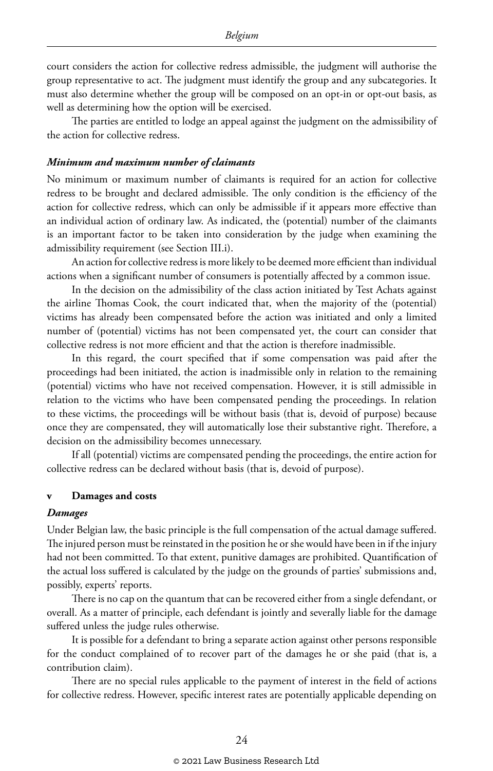court considers the action for collective redress admissible, the judgment will authorise the group representative to act. The judgment must identify the group and any subcategories. It must also determine whether the group will be composed on an opt-in or opt-out basis, as well as determining how the option will be exercised.

The parties are entitled to lodge an appeal against the judgment on the admissibility of the action for collective redress.

#### *Minimum and maximum number of claimants*

No minimum or maximum number of claimants is required for an action for collective redress to be brought and declared admissible. The only condition is the efficiency of the action for collective redress, which can only be admissible if it appears more effective than an individual action of ordinary law. As indicated, the (potential) number of the claimants is an important factor to be taken into consideration by the judge when examining the admissibility requirement (see Section III.i).

An action for collective redress is more likely to be deemed more efficient than individual actions when a significant number of consumers is potentially affected by a common issue.

In the decision on the admissibility of the class action initiated by Test Achats against the airline Thomas Cook, the court indicated that, when the majority of the (potential) victims has already been compensated before the action was initiated and only a limited number of (potential) victims has not been compensated yet, the court can consider that collective redress is not more efficient and that the action is therefore inadmissible.

In this regard, the court specified that if some compensation was paid after the proceedings had been initiated, the action is inadmissible only in relation to the remaining (potential) victims who have not received compensation. However, it is still admissible in relation to the victims who have been compensated pending the proceedings. In relation to these victims, the proceedings will be without basis (that is, devoid of purpose) because once they are compensated, they will automatically lose their substantive right. Therefore, a decision on the admissibility becomes unnecessary.

If all (potential) victims are compensated pending the proceedings, the entire action for collective redress can be declared without basis (that is, devoid of purpose).

### v Damages and costs

#### *Damages*

Under Belgian law, the basic principle is the full compensation of the actual damage suffered. The injured person must be reinstated in the position he or she would have been in if the injury had not been committed. To that extent, punitive damages are prohibited. Quantification of the actual loss suffered is calculated by the judge on the grounds of parties' submissions and, possibly, experts' reports.

There is no cap on the quantum that can be recovered either from a single defendant, or overall. As a matter of principle, each defendant is jointly and severally liable for the damage suffered unless the judge rules otherwise.

It is possible for a defendant to bring a separate action against other persons responsible for the conduct complained of to recover part of the damages he or she paid (that is, a contribution claim).

There are no special rules applicable to the payment of interest in the field of actions for collective redress. However, specific interest rates are potentially applicable depending on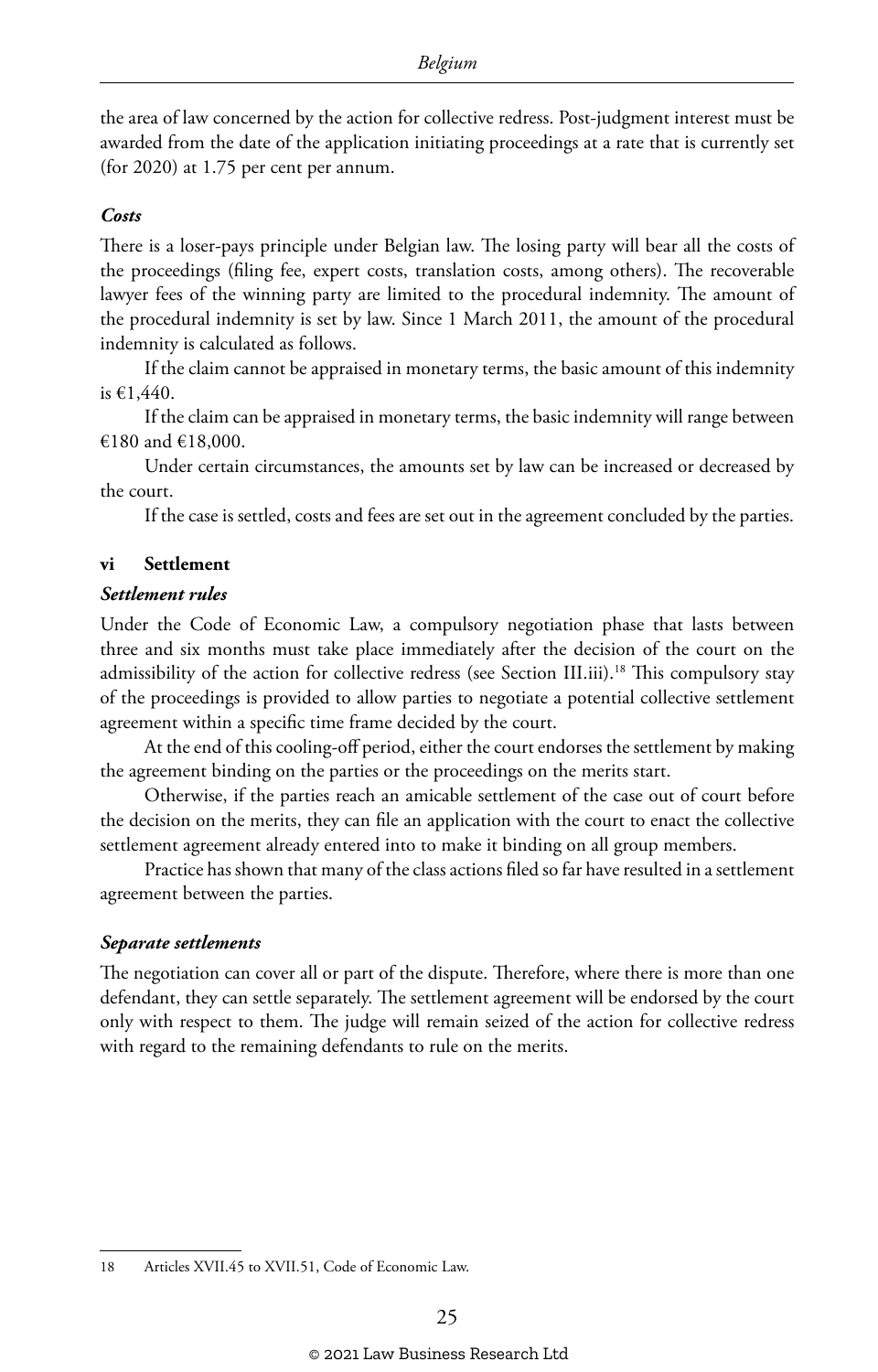the area of law concerned by the action for collective redress. Post-judgment interest must be awarded from the date of the application initiating proceedings at a rate that is currently set (for 2020) at 1.75 per cent per annum.

### *Costs*

There is a loser-pays principle under Belgian law. The losing party will bear all the costs of the proceedings (filing fee, expert costs, translation costs, among others). The recoverable lawyer fees of the winning party are limited to the procedural indemnity. The amount of the procedural indemnity is set by law. Since 1 March 2011, the amount of the procedural indemnity is calculated as follows.

If the claim cannot be appraised in monetary terms, the basic amount of this indemnity is €1,440.

If the claim can be appraised in monetary terms, the basic indemnity will range between €180 and €18,000.

Under certain circumstances, the amounts set by law can be increased or decreased by the court.

If the case is settled, costs and fees are set out in the agreement concluded by the parties.

## vi Settlement

### *Settlement rules*

Under the Code of Economic Law, a compulsory negotiation phase that lasts between three and six months must take place immediately after the decision of the court on the admissibility of the action for collective redress (see Section III.iii).[18] This compulsory stay of the proceedings is provided to allow parties to negotiate a potential collective settlement agreement within a specific time frame decided by the court.

At the end of this cooling-off period, either the court endorses the settlement by making the agreement binding on the parties or the proceedings on the merits start.

Otherwise, if the parties reach an amicable settlement of the case out of court before the decision on the merits, they can file an application with the court to enact the collective settlement agreement already entered into to make it binding on all group members.

Practice has shown that many of the class actions filed so far have resulted in a settlement agreement between the parties.

### *Separate settlements*

The negotiation can cover all or part of the dispute. Therefore, where there is more than one defendant, they can settle separately. The settlement agreement will be endorsed by the court only with respect to them. The judge will remain seized of the action for collective redress with regard to the remaining defendants to rule on the merits.

---

18 Articles XVII.45 to XVII.51, Code of Economic Law.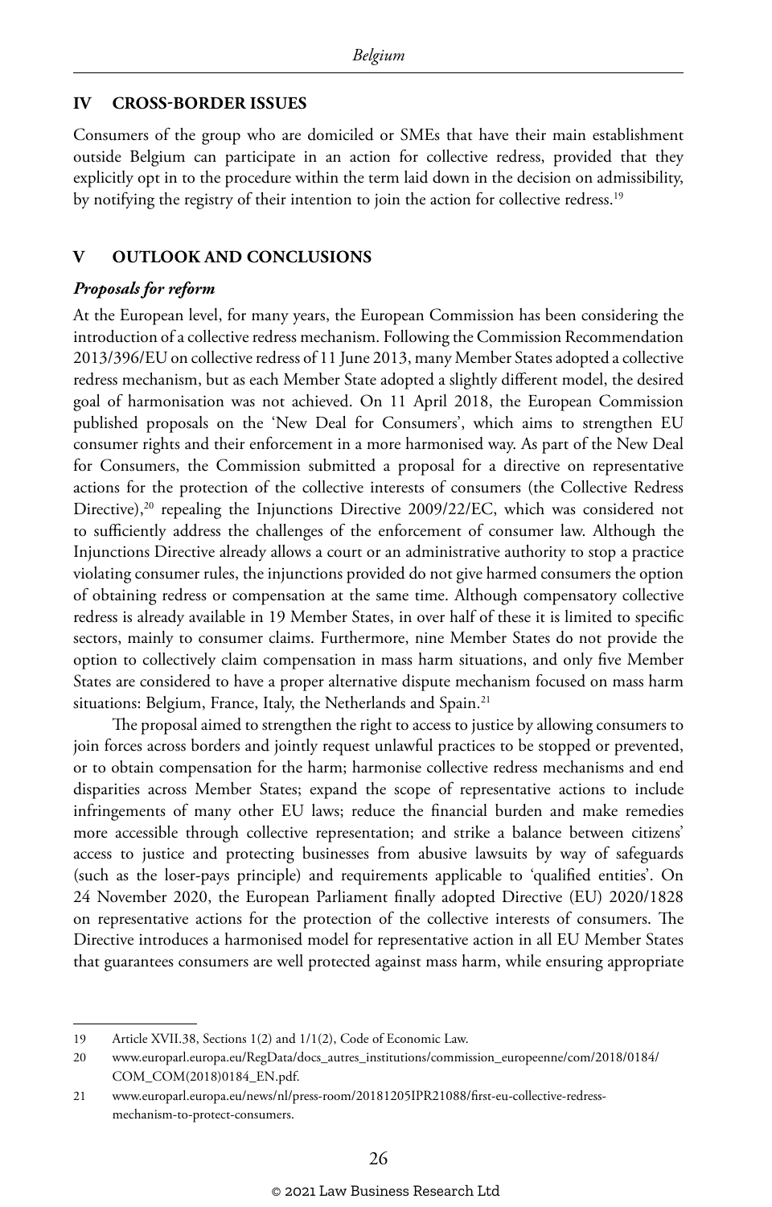## IV CROSS-BORDER ISSUES

Consumers of the group who are domiciled or SMEs that have their main establishment outside Belgium can participate in an action for collective redress, provided that they explicitly opt in to the procedure within the term laid down in the decision on admissibility, by notifying the registry of their intention to join the action for collective redress.[19]

## V OUTLOOK AND CONCLUSIONS

### *Proposals for reform*

At the European level, for many years, the European Commission has been considering the introduction of a collective redress mechanism. Following the Commission Recommendation 2013/396/EU on collective redress of 11 June 2013, many Member States adopted a collective redress mechanism, but as each Member State adopted a slightly different model, the desired goal of harmonisation was not achieved. On 11 April 2018, the European Commission published proposals on the 'New Deal for Consumers', which aims to strengthen EU consumer rights and their enforcement in a more harmonised way. As part of the New Deal for Consumers, the Commission submitted a proposal for a directive on representative actions for the protection of the collective interests of consumers (the Collective Redress Directive),[20] repealing the Injunctions Directive 2009/22/EC, which was considered not to sufficiently address the challenges of the enforcement of consumer law. Although the Injunctions Directive already allows a court or an administrative authority to stop a practice violating consumer rules, the injunctions provided do not give harmed consumers the option of obtaining redress or compensation at the same time. Although compensatory collective redress is already available in 19 Member States, in over half of these it is limited to specific sectors, mainly to consumer claims. Furthermore, nine Member States do not provide the option to collectively claim compensation in mass harm situations, and only five Member States are considered to have a proper alternative dispute mechanism focused on mass harm situations: Belgium, France, Italy, the Netherlands and Spain.[21]

The proposal aimed to strengthen the right to access to justice by allowing consumers to join forces across borders and jointly request unlawful practices to be stopped or prevented, or to obtain compensation for the harm; harmonise collective redress mechanisms and end disparities across Member States; expand the scope of representative actions to include infringements of many other EU laws; reduce the financial burden and make remedies more accessible through collective representation; and strike a balance between citizens' access to justice and protecting businesses from abusive lawsuits by way of safeguards (such as the loser-pays principle) and requirements applicable to 'qualified entities'. On 24 November 2020, the European Parliament finally adopted Directive (EU) 2020/1828 on representative actions for the protection of the collective interests of consumers. The Directive introduces a harmonised model for representative action in all EU Member States that guarantees consumers are well protected against mass harm, while ensuring appropriate

---

19 Article XVII.38, Sections 1(2) and 1/1(2), Code of Economic Law.

20 www.europarl.europa.eu/RegData/docs_autres_institutions/commission_europeenne/com/2018/0184/COM_COM(2018)0184_EN.pdf.

21 www.europarl.europa.eu/news/nl/press-room/20181205IPR21088/first-eu-collective-redress-mechanism-to-protect-consumers.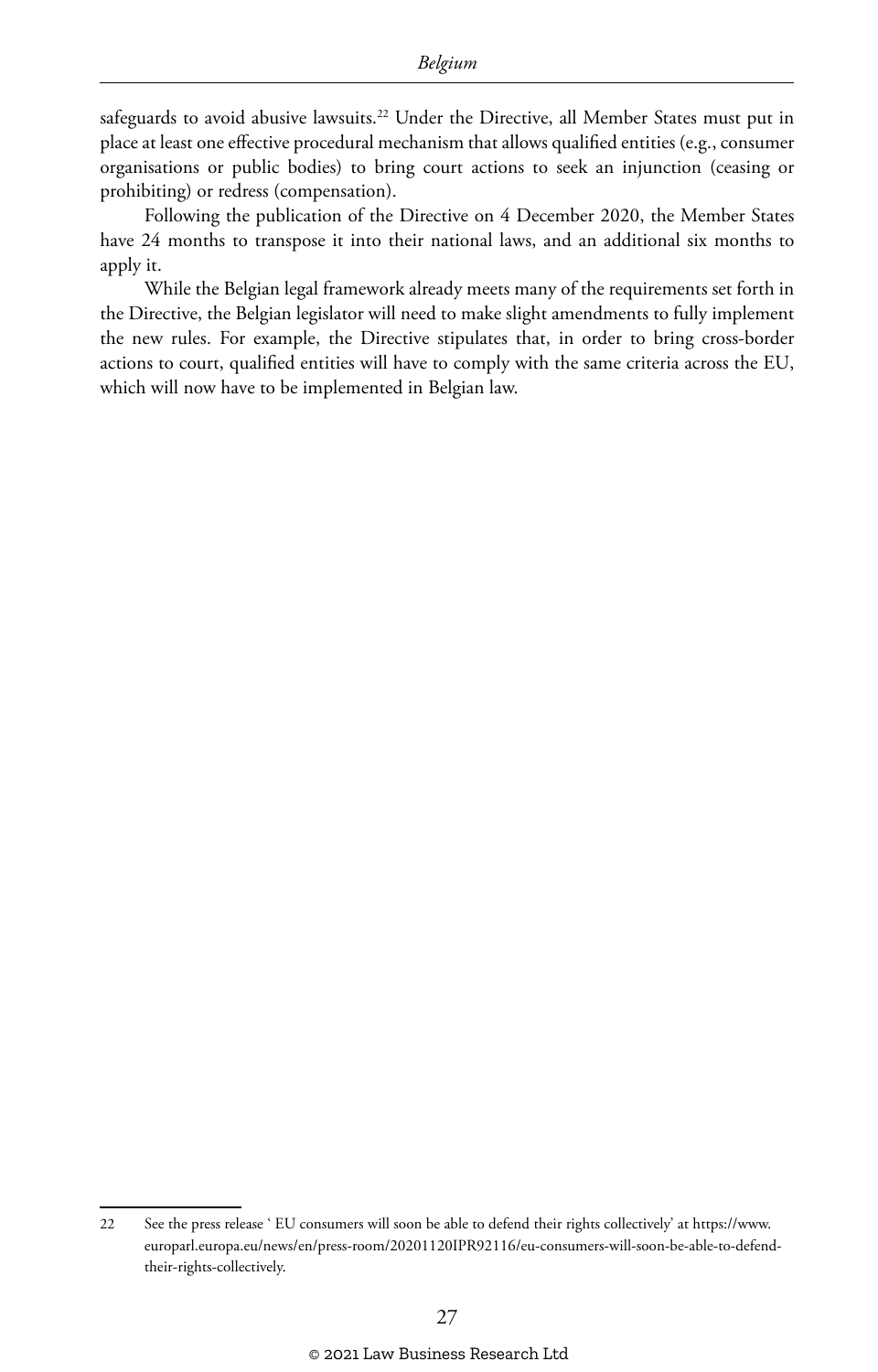safeguards to avoid abusive lawsuits.[22] Under the Directive, all Member States must put in place at least one effective procedural mechanism that allows qualified entities (e.g., consumer organisations or public bodies) to bring court actions to seek an injunction (ceasing or prohibiting) or redress (compensation).

Following the publication of the Directive on 4 December 2020, the Member States have 24 months to transpose it into their national laws, and an additional six months to apply it.

While the Belgian legal framework already meets many of the requirements set forth in the Directive, the Belgian legislator will need to make slight amendments to fully implement the new rules. For example, the Directive stipulates that, in order to bring cross-border actions to court, qualified entities will have to comply with the same criteria across the EU, which will now have to be implemented in Belgian law.

---

22 See the press release ' EU consumers will soon be able to defend their rights collectively' at https://www.europarl.europa.eu/news/en/press-room/20201120IPR92116/eu-consumers-will-soon-be-able-to-defend-their-rights-collectively.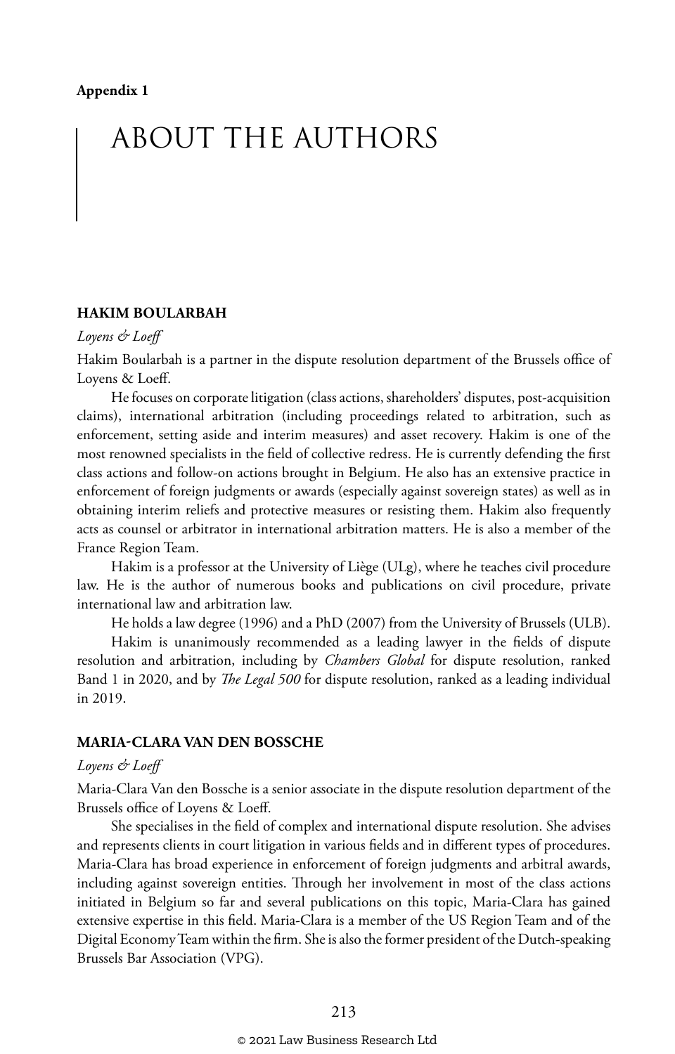**Appendix 1**

# ABOUT THE AUTHORS

### HAKIM BOULARBAH

*Loyens & Loeff*

Hakim Boularbah is a partner in the dispute resolution department of the Brussels office of Loyens & Loeff.

He focuses on corporate litigation (class actions, shareholders' disputes, post-acquisition claims), international arbitration (including proceedings related to arbitration, such as enforcement, setting aside and interim measures) and asset recovery. Hakim is one of the most renowned specialists in the field of collective redress. He is currently defending the first class actions and follow-on actions brought in Belgium. He also has an extensive practice in enforcement of foreign judgments or awards (especially against sovereign states) as well as in obtaining interim reliefs and protective measures or resisting them. Hakim also frequently acts as counsel or arbitrator in international arbitration matters. He is also a member of the France Region Team.

Hakim is a professor at the University of Liège (ULg), where he teaches civil procedure law. He is the author of numerous books and publications on civil procedure, private international law and arbitration law.

He holds a law degree (1996) and a PhD (2007) from the University of Brussels (ULB).

Hakim is unanimously recommended as a leading lawyer in the fields of dispute resolution and arbitration, including by *Chambers Global* for dispute resolution, ranked Band 1 in 2020, and by *The Legal 500* for dispute resolution, ranked as a leading individual in 2019.

### MARIA-CLARA VAN DEN BOSSCHE

*Loyens & Loeff*

Maria-Clara Van den Bossche is a senior associate in the dispute resolution department of the Brussels office of Loyens & Loeff.

She specialises in the field of complex and international dispute resolution. She advises and represents clients in court litigation in various fields and in different types of procedures. Maria-Clara has broad experience in enforcement of foreign judgments and arbitral awards, including against sovereign entities. Through her involvement in most of the class actions initiated in Belgium so far and several publications on this topic, Maria-Clara has gained extensive expertise in this field. Maria-Clara is a member of the US Region Team and of the Digital Economy Team within the firm. She is also the former president of the Dutch-speaking Brussels Bar Association (VPG).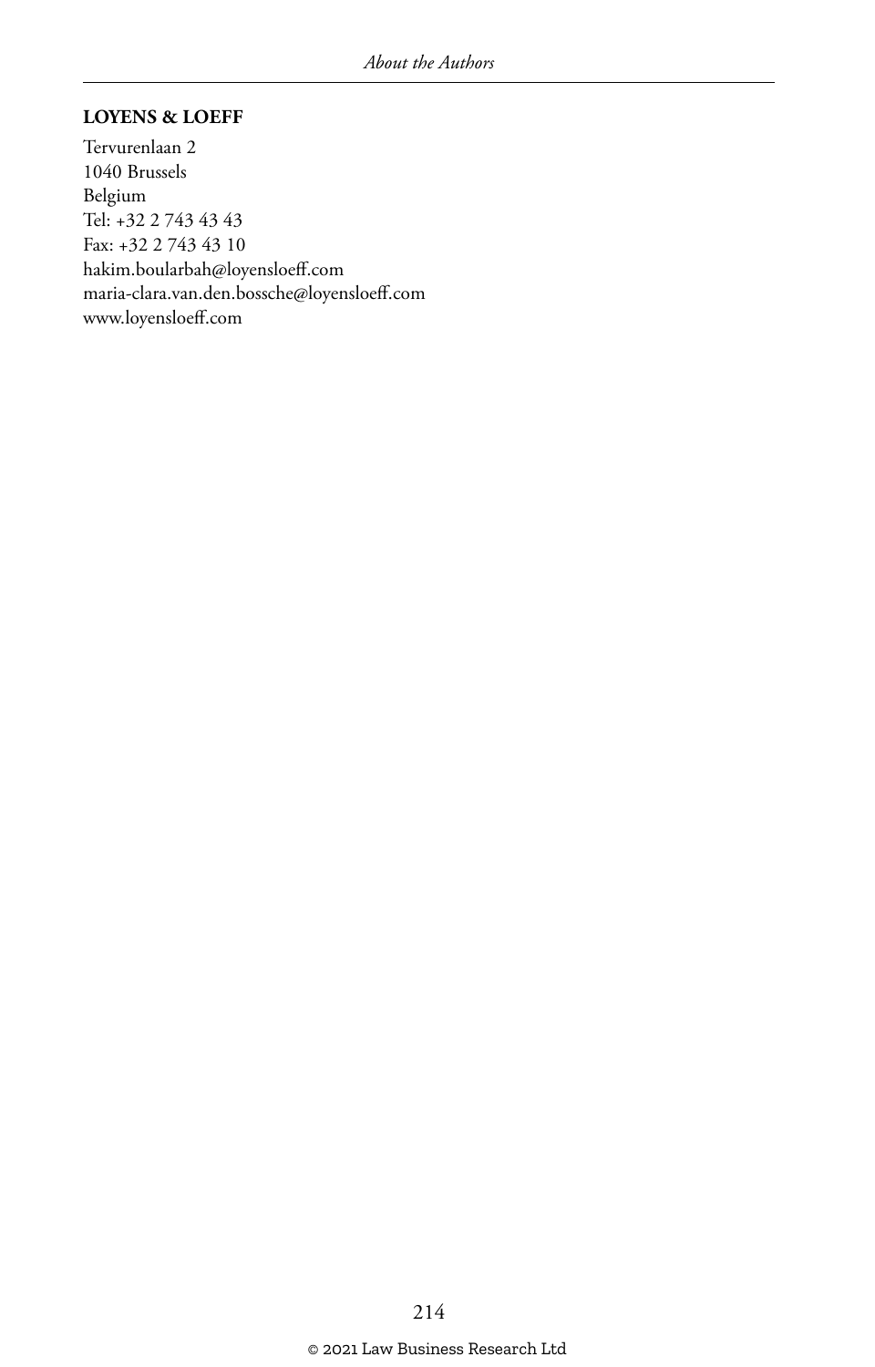**LOYENS & LOEFF**

Tervurenlaan 2
1040 Brussels
Belgium
Tel: +32 2 743 43 43
Fax: +32 2 743 43 10
hakim.boularbah@loyensloeff.com
maria-clara.van.den.bossche@loyensloeff.com
www.loyensloeff.com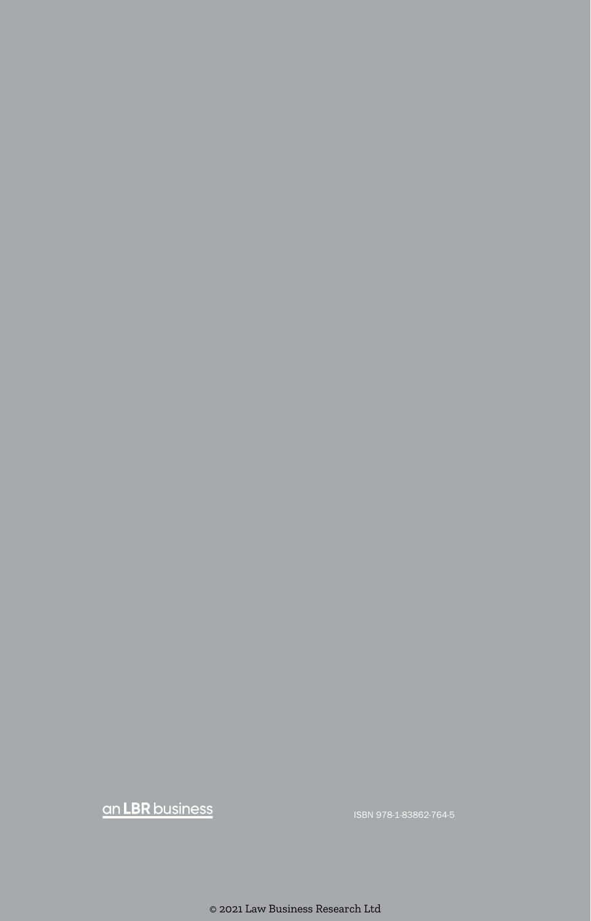an LBR business

ISBN 978-1-83862-764-5

© 2021 Law Business Research Ltd